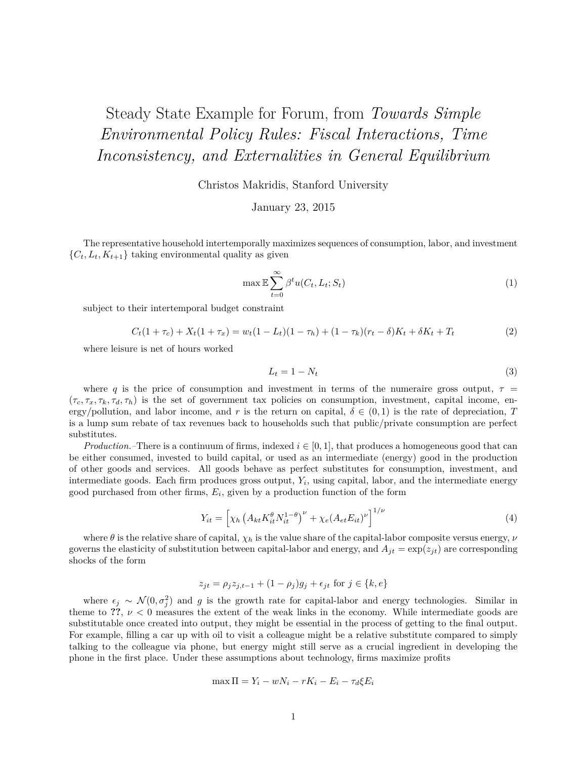# Steady State Example for Forum, from *Towards Simple Environmental Policy Rules: Fiscal Interactions, Time Inconsistency, and Externalities in General Equilibrium*

Christos Makridis, Stanford University

January 23, 2015

The representative household intertemporally maximizes sequences of consumption, labor, and investment $\{C_t, L_t, K_{t+1}\}$ taking environmental quality as given

$$\max \mathbb{E} \sum_{t=0}^{\infty} \beta^t u(C_t, L_t; S_t) \tag{1}$$

subject to their intertemporal budget constraint

$$C_t(1+\tau_c) + X_t(1+\tau_x) = w_t(1-L_t)(1-\tau_h) + (1-\tau_k)(r_t - \delta)K_t + \delta K_t + T_t \tag{2}$$

where leisure is net of hours worked

$$L_t = 1 - N_t \tag{3}$$

where $q$ is the price of consumption and investment in terms of the numeraire gross output, $\tau = (\tau_c, \tau_x, \tau_k, \tau_d, \tau_h)$ is the set of government tax policies on consumption, investment, capital income, energy/pollution, and labor income, and $r$ is the return on capital, $\delta \in (0,1)$ is the rate of depreciation, $T$ is a lump sum rebate of tax revenues back to households such that public/private consumption are perfect substitutes.

*Production.*–There is a continuum of firms, indexed $i \in [0,1]$, that produces a homogeneous good that can be either consumed, invested to build capital, or used as an intermediate (energy) good in the production of other goods and services. All goods behave as perfect substitutes for consumption, investment, and intermediate goods. Each firm produces gross output, $Y_i$, using capital, labor, and the intermediate energy good purchased from other firms, $E_i$, given by a production function of the form

$$Y_{it} = \left[\chi_h \left(A_{kt} K_{it}^{\theta} N_{it}^{1-\theta}\right)^{\nu} + \chi_e (A_{et} E_{it})^{\nu}\right]^{1/\nu} \tag{4}$$

where $\theta$ is the relative share of capital, $\chi_h$ is the value share of the capital-labor composite versus energy, $\nu$ governs the elasticity of substitution between capital-labor and energy, and $A_{jt} = \exp(z_{jt})$ are corresponding shocks of the form

$$z_{jt} = \rho_j z_{j,t-1} + (1-\rho_j) g_j + \epsilon_{jt} \text{ for } j \in \{k, e\}$$

where $\epsilon_j \sim \mathcal{N}(0, \sigma_j^2)$ and $g$ is the growth rate for capital-labor and energy technologies. Similar in theme to **??**, $\nu < 0$ measures the extent of the weak links in the economy. While intermediate goods are substitutable once created into output, they might be essential in the process of getting to the final output. For example, filling a car up with oil to visit a colleague might be a relative substitute compared to simply talking to the colleague via phone, but energy might still serve as a crucial ingredient in developing the phone in the first place. Under these assumptions about technology, firms maximize profits

$$\max \Pi = Y_i - wN_i - rK_i - E_i - \tau_d \xi E_i$$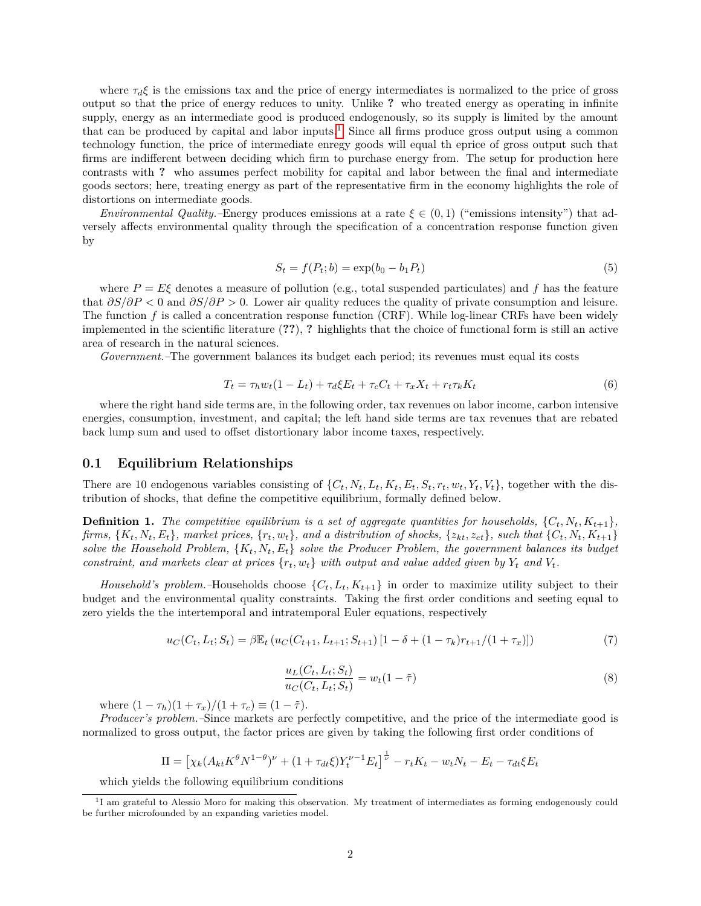where $\tau_d \xi$ is the emissions tax and the price of energy intermediates is normalized to the price of gross output so that the price of energy reduces to unity. Unlike **?** who treated energy as operating in infinite supply, energy as an intermediate good is produced endogenously, so its supply is limited by the amount that can be produced by capital and labor inputs.[1] Since all firms produce gross output using a common technology function, the price of intermediate enregy goods will equal th eprice of gross output such that firms are indifferent between deciding which firm to purchase energy from. The setup for production here contrasts with **?** who assumes perfect mobility for capital and labor between the final and intermediate goods sectors; here, treating energy as part of the representative firm in the economy highlights the role of distortions on intermediate goods.

*Environmental Quality.*–Energy produces emissions at a rate $\xi \in (0, 1)$ ("emissions intensity") that adversely affects environmental quality through the specification of a concentration response function given by

$$S_t = f(P_t; b) = \exp(b_0 - b_1 P_t) \tag{5}$$

where $P = E\xi$ denotes a measure of pollution (e.g., total suspended particulates) and $f$ has the feature that $\partial S/\partial P < 0$ and $\partial S/\partial P > 0$. Lower air quality reduces the quality of private consumption and leisure. The function $f$ is called a concentration response function (CRF). While log-linear CRFs have been widely implemented in the scientific literature (**??**), **?** highlights that the choice of functional form is still an active area of research in the natural sciences.

*Government.*–The government balances its budget each period; its revenues must equal its costs

$$T_t = \tau_h w_t (1 - L_t) + \tau_d \xi E_t + \tau_c C_t + \tau_x X_t + r_t \tau_k K_t \tag{6}$$

where the right hand side terms are, in the following order, tax revenues on labor income, carbon intensive energies, consumption, investment, and capital; the left hand side terms are tax revenues that are rebated back lump sum and used to offset distortionary labor income taxes, respectively.

## 0.1 Equilibrium Relationships

There are 10 endogenous variables consisting of $\{C_t, N_t, L_t, K_t, E_t, S_t, r_t, w_t, Y_t, V_t\}$, together with the distribution of shocks, that define the competitive equilibrium, formally defined below.

**Definition 1.** *The competitive equilibrium is a set of aggregate quantities for households, $\{C_t, N_t, K_{t+1}\}$, firms, $\{K_t, N_t, E_t\}$, market prices, $\{r_t, w_t\}$, and a distribution of shocks, $\{z_{kt}, z_{et}\}$, such that $\{C_t, N_t, K_{t+1}\}$ solve the Household Problem, $\{K_t, N_t, E_t\}$ solve the Producer Problem, the government balances its budget constraint, and markets clear at prices $\{r_t, w_t\}$ with output and value added given by $Y_t$ and $V_t$.*

*Household's problem.*–Households choose $\{C_t, L_t, K_{t+1}\}$ in order to maximize utility subject to their budget and the environmental quality constraints. Taking the first order conditions and seeting equal to zero yields the the intertemporal and intratemporal Euler equations, respectively

$$u_C(C_t, L_t; S_t) = \beta \mathbb{E}_t \left( u_C(C_{t+1}, L_{t+1}; S_{t+1}) \left[1 - \delta + (1 - \tau_k) r_{t+1} / (1 + \tau_x)\right] \right) \tag{7}$$

$$\frac{u_L(C_t, L_t; S_t)}{u_C(C_t, L_t; S_t)} = w_t (1 - \tilde{\tau}) \tag{8}$$

where $(1 - \tau_h)(1 + \tau_x)/(1 + \tau_c) \equiv (1 - \tilde{\tau})$.

*Producer's problem.*–Since markets are perfectly competitive, and the price of the intermediate good is normalized to gross output, the factor prices are given by taking the following first order conditions of

$$\Pi = \left[\chi_k (A_{kt} K^\theta N^{1-\theta})^\nu + (1 + \tau_{dt} \xi) Y_t^{\nu - 1} E_t\right]^{\frac{1}{\nu}} - r_t K_t - w_t N_t - E_t - \tau_{dt} \xi E_t$$

which yields the following equilibrium conditions

[1] I am grateful to Alessio Moro for making this observation. My treatment of intermediates as forming endogenously could be further microfounded by an expanding varieties model.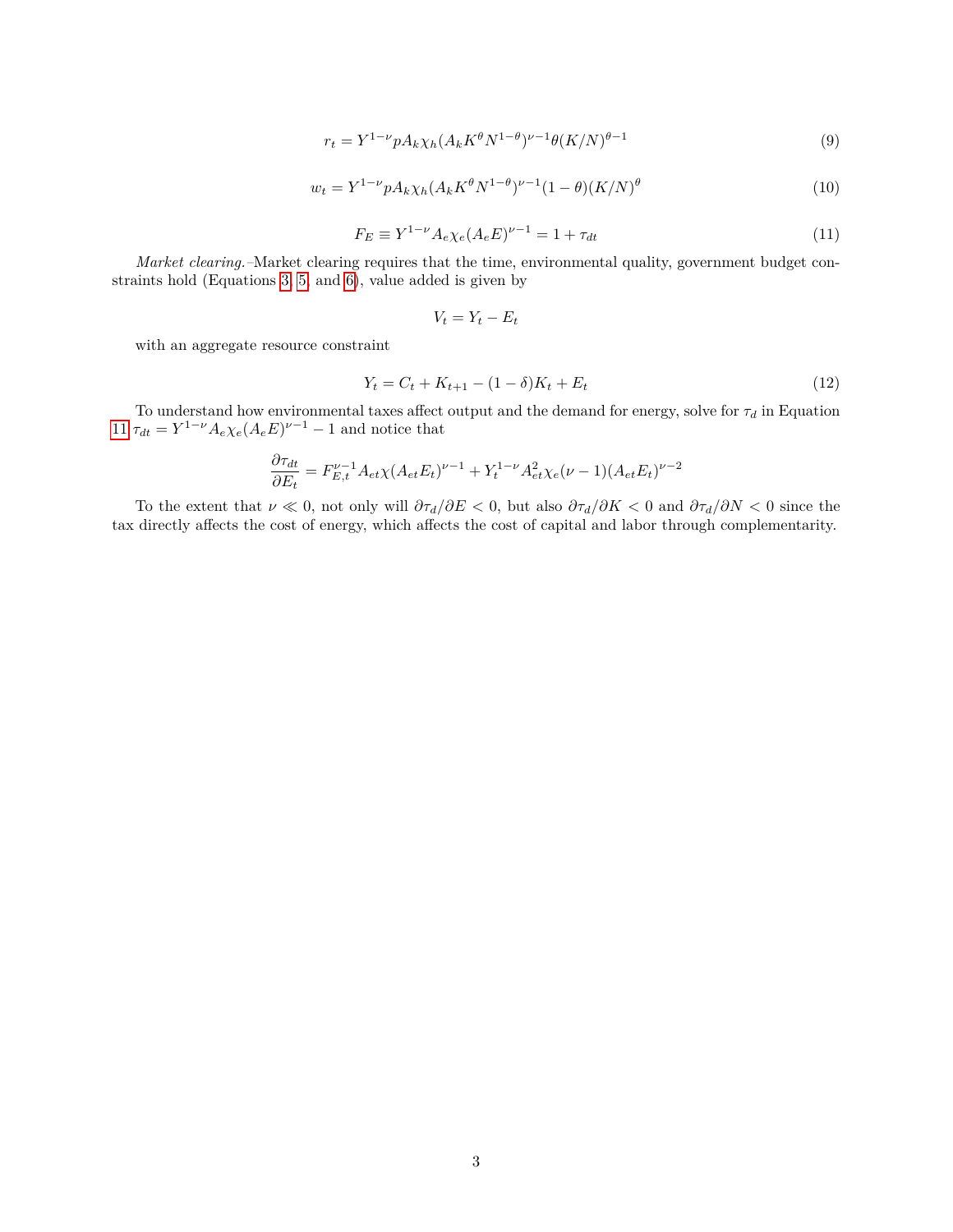$$r_t = Y^{1-\nu} p A_k \chi_h (A_k K^\theta N^{1-\theta})^{\nu-1} \theta (K/N)^{\theta-1} \tag{9}$$

$$w_t = Y^{1-\nu} p A_k \chi_h (A_k K^\theta N^{1-\theta})^{\nu-1} (1-\theta)(K/N)^{\theta} \tag{10}$$

$$F_E \equiv Y^{1-\nu} A_e \chi_e (A_e E)^{\nu-1} = 1 + \tau_{dt} \tag{11}$$

*Market clearing.*–Market clearing requires that the time, environmental quality, government budget constraints hold (Equations 3, 5, and 6), value added is given by

$$V_t = Y_t - E_t$$

with an aggregate resource constraint

$$Y_t = C_t + K_{t+1} - (1-\delta)K_t + E_t \tag{12}$$

To understand how environmental taxes affect output and the demand for energy, solve for $\tau_d$ in Equation 11 $\tau_{dt} = Y^{1-\nu} A_e \chi_e (A_e E)^{\nu-1} - 1$ and notice that

$$\frac{\partial \tau_{dt}}{\partial E_t} = F_{E,t}^{\nu-1} A_{et} \chi (A_{et} E_t)^{\nu-1} + Y_t^{1-\nu} A_{et}^2 \chi_e (\nu - 1)(A_{et} E_t)^{\nu-2}$$

To the extent that $\nu \ll 0$, not only will $\partial \tau_d / \partial E < 0$, but also $\partial \tau_d / \partial K < 0$ and $\partial \tau_d / \partial N < 0$ since the tax directly affects the cost of energy, which affects the cost of capital and labor through complementarity.